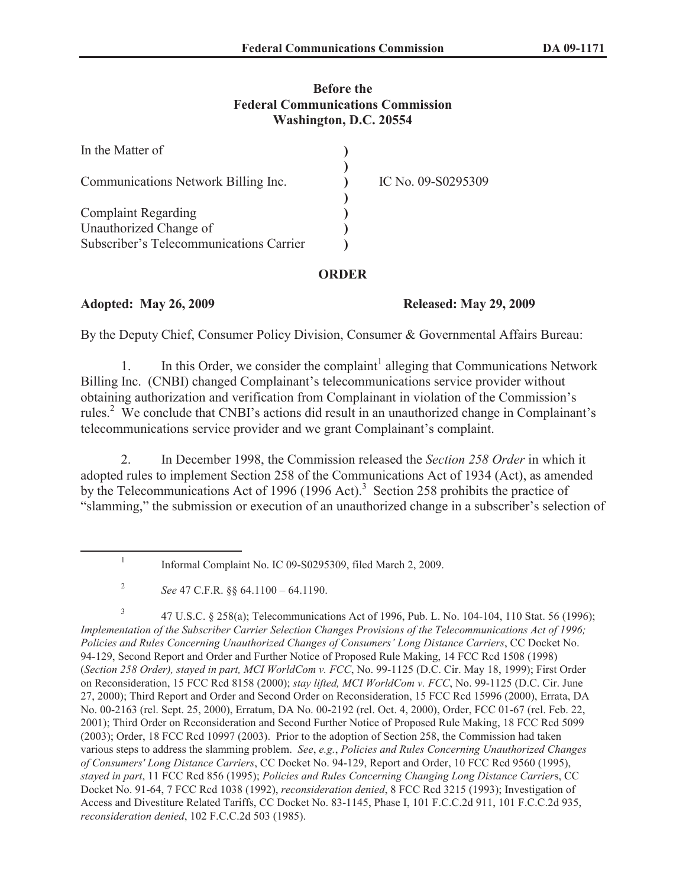**Before the**
**Federal Communications Commission**
**Washington, D.C. 20554**

| | | |
|---|---|---|
| In the Matter of | ) | |
| | ) | |
| Communications Network Billing Inc. | ) | IC No. 09-S0295309 |
| | ) | |
| Complaint Regarding | ) | |
| Unauthorized Change of | ) | |
| Subscriber's Telecommunications Carrier | ) | |

**ORDER**

**Adopted: May 26, 2009** **Released: May 29, 2009**

By the Deputy Chief, Consumer Policy Division, Consumer & Governmental Affairs Bureau:

1. In this Order, we consider the complaint[1] alleging that Communications Network Billing Inc. (CNBI) changed Complainant's telecommunications service provider without obtaining authorization and verification from Complainant in violation of the Commission's rules.[2] We conclude that CNBI's actions did result in an unauthorized change in Complainant's telecommunications service provider and we grant Complainant's complaint.

2. In December 1998, the Commission released the *Section 258 Order* in which it adopted rules to implement Section 258 of the Communications Act of 1934 (Act), as amended by the Telecommunications Act of 1996 (1996 Act).[3] Section 258 prohibits the practice of "slamming," the submission or execution of an unauthorized change in a subscriber's selection of

---

[1] Informal Complaint No. IC 09-S0295309, filed March 2, 2009.

[2] *See* 47 C.F.R. §§ 64.1100 – 64.1190.

[3] 47 U.S.C. § 258(a); Telecommunications Act of 1996, Pub. L. No. 104-104, 110 Stat. 56 (1996); *Implementation of the Subscriber Carrier Selection Changes Provisions of the Telecommunications Act of 1996; Policies and Rules Concerning Unauthorized Changes of Consumers' Long Distance Carriers*, CC Docket No. 94-129, Second Report and Order and Further Notice of Proposed Rule Making, 14 FCC Rcd 1508 (1998) (*Section 258 Order), stayed in part, MCI WorldCom v. FCC*, No. 99-1125 (D.C. Cir. May 18, 1999); First Order on Reconsideration, 15 FCC Rcd 8158 (2000); *stay lifted, MCI WorldCom v. FCC*, No. 99-1125 (D.C. Cir. June 27, 2000); Third Report and Order and Second Order on Reconsideration, 15 FCC Rcd 15996 (2000), Errata, DA No. 00-2163 (rel. Sept. 25, 2000), Erratum, DA No. 00-2192 (rel. Oct. 4, 2000), Order, FCC 01-67 (rel. Feb. 22, 2001); Third Order on Reconsideration and Second Further Notice of Proposed Rule Making, 18 FCC Rcd 5099 (2003); Order, 18 FCC Rcd 10997 (2003). Prior to the adoption of Section 258, the Commission had taken various steps to address the slamming problem. *See*, *e.g.*, *Policies and Rules Concerning Unauthorized Changes of Consumers' Long Distance Carriers*, CC Docket No. 94-129, Report and Order, 10 FCC Rcd 9560 (1995), *stayed in part*, 11 FCC Rcd 856 (1995); *Policies and Rules Concerning Changing Long Distance Carrier*s, CC Docket No. 91-64, 7 FCC Rcd 1038 (1992), *reconsideration denied*, 8 FCC Rcd 3215 (1993); Investigation of Access and Divestiture Related Tariffs, CC Docket No. 83-1145, Phase I, 101 F.C.C.2d 911, 101 F.C.C.2d 935, *reconsideration denied*, 102 F.C.C.2d 503 (1985).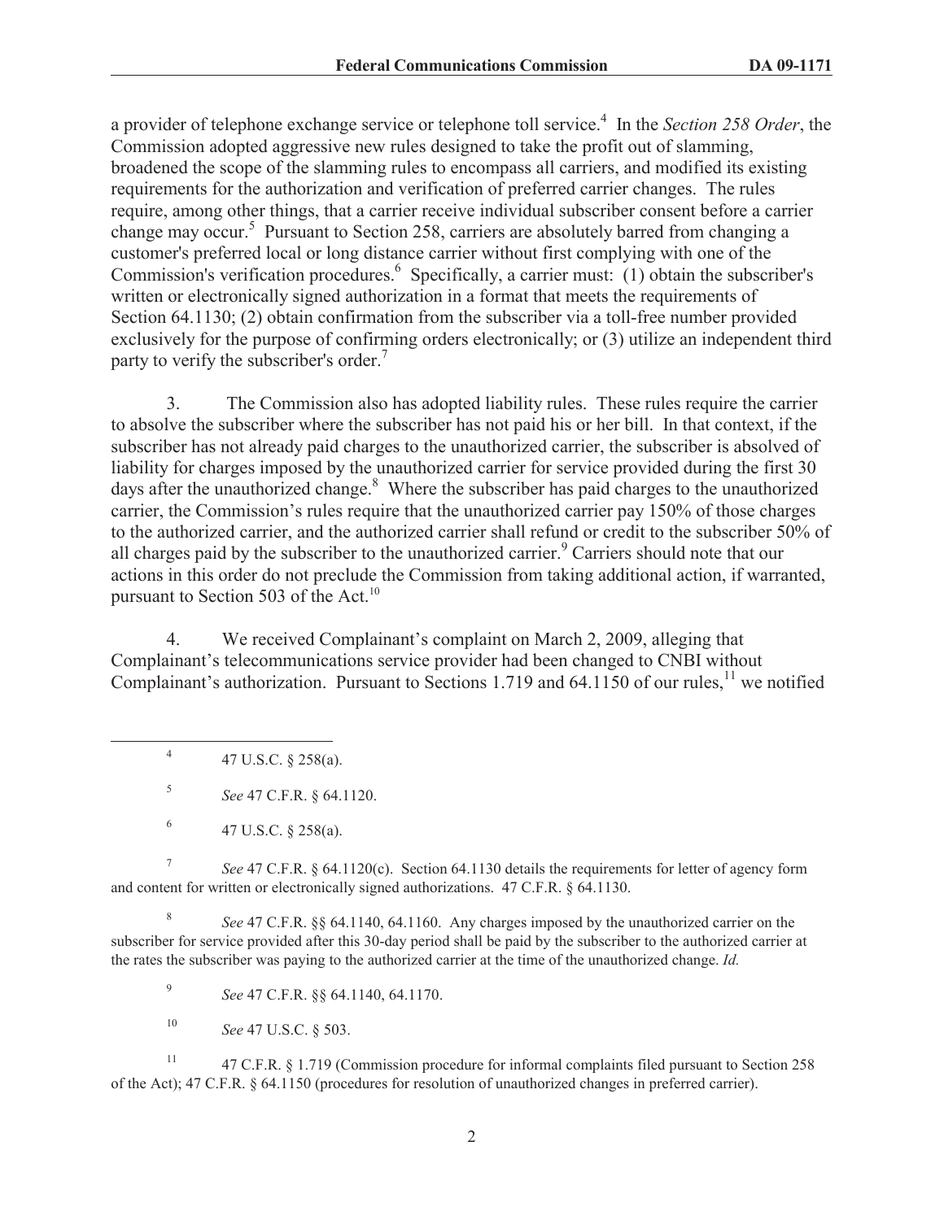a provider of telephone exchange service or telephone toll service.[4] In the *Section 258 Order*, the Commission adopted aggressive new rules designed to take the profit out of slamming, broadened the scope of the slamming rules to encompass all carriers, and modified its existing requirements for the authorization and verification of preferred carrier changes. The rules require, among other things, that a carrier receive individual subscriber consent before a carrier change may occur.[5] Pursuant to Section 258, carriers are absolutely barred from changing a customer's preferred local or long distance carrier without first complying with one of the Commission's verification procedures.[6] Specifically, a carrier must: (1) obtain the subscriber's written or electronically signed authorization in a format that meets the requirements of Section 64.1130; (2) obtain confirmation from the subscriber via a toll-free number provided exclusively for the purpose of confirming orders electronically; or (3) utilize an independent third party to verify the subscriber's order.[7]

3. The Commission also has adopted liability rules. These rules require the carrier to absolve the subscriber where the subscriber has not paid his or her bill. In that context, if the subscriber has not already paid charges to the unauthorized carrier, the subscriber is absolved of liability for charges imposed by the unauthorized carrier for service provided during the first 30 days after the unauthorized change.[8] Where the subscriber has paid charges to the unauthorized carrier, the Commission's rules require that the unauthorized carrier pay 150% of those charges to the authorized carrier, and the authorized carrier shall refund or credit to the subscriber 50% of all charges paid by the subscriber to the unauthorized carrier.[9] Carriers should note that our actions in this order do not preclude the Commission from taking additional action, if warranted, pursuant to Section 503 of the Act.[10]

4. We received Complainant's complaint on March 2, 2009, alleging that Complainant's telecommunications service provider had been changed to CNBI without Complainant's authorization. Pursuant to Sections 1.719 and 64.1150 of our rules,[11] we notified

---

[4] 47 U.S.C. § 258(a).

[5] *See* 47 C.F.R. § 64.1120.

[6] 47 U.S.C. § 258(a).

[7] *See* 47 C.F.R. § 64.1120(c). Section 64.1130 details the requirements for letter of agency form and content for written or electronically signed authorizations. 47 C.F.R. § 64.1130.

[8] *See* 47 C.F.R. §§ 64.1140, 64.1160. Any charges imposed by the unauthorized carrier on the subscriber for service provided after this 30-day period shall be paid by the subscriber to the authorized carrier at the rates the subscriber was paying to the authorized carrier at the time of the unauthorized change. *Id.*

[9] *See* 47 C.F.R. §§ 64.1140, 64.1170.

[10] *See* 47 U.S.C. § 503.

[11] 47 C.F.R. § 1.719 (Commission procedure for informal complaints filed pursuant to Section 258 of the Act); 47 C.F.R. § 64.1150 (procedures for resolution of unauthorized changes in preferred carrier).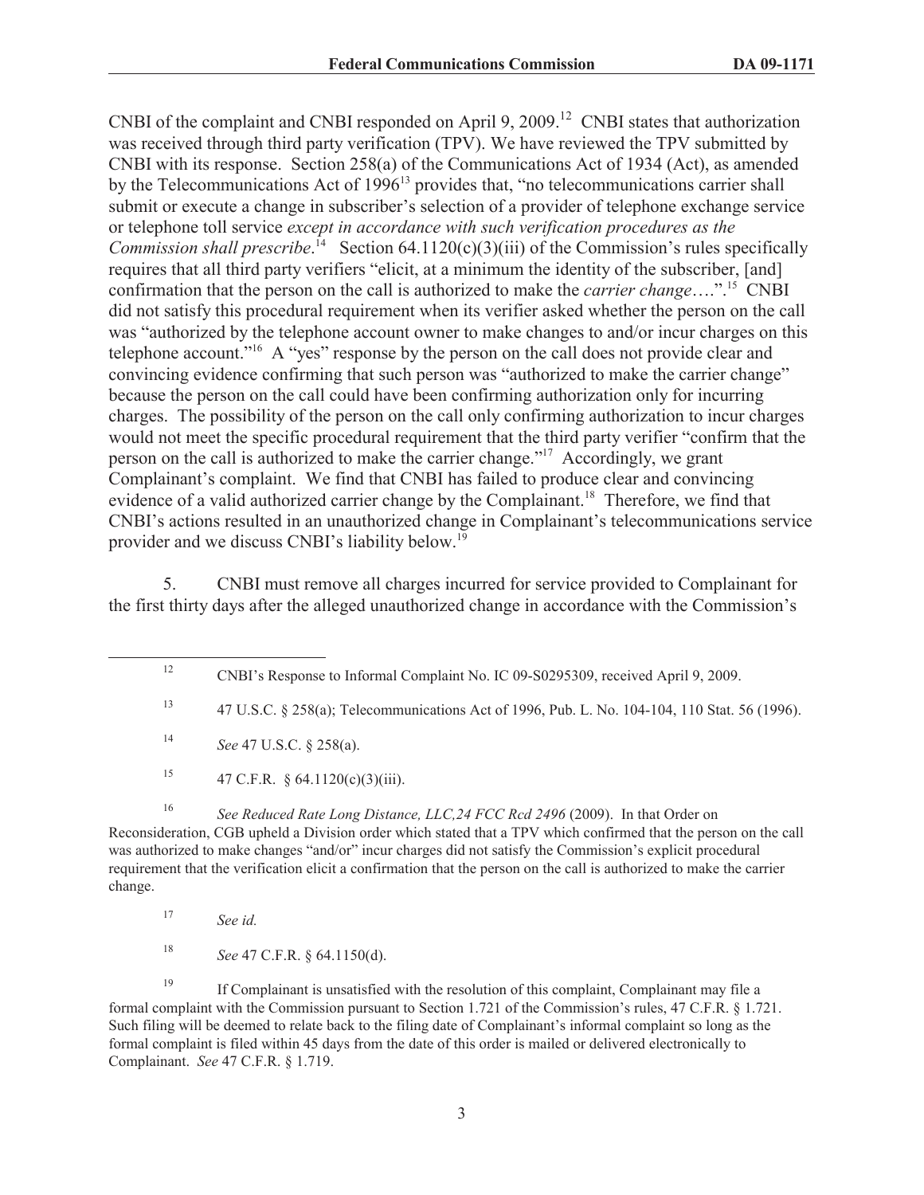CNBI of the complaint and CNBI responded on April 9, 2009.[12] CNBI states that authorization was received through third party verification (TPV). We have reviewed the TPV submitted by CNBI with its response. Section 258(a) of the Communications Act of 1934 (Act), as amended by the Telecommunications Act of 1996[13] provides that, "no telecommunications carrier shall submit or execute a change in subscriber's selection of a provider of telephone exchange service or telephone toll service *except in accordance with such verification procedures as the Commission shall prescribe*.[14] Section 64.1120(c)(3)(iii) of the Commission's rules specifically requires that all third party verifiers "elicit, at a minimum the identity of the subscriber, [and] confirmation that the person on the call is authorized to make the *carrier change*….".[15] CNBI did not satisfy this procedural requirement when its verifier asked whether the person on the call was "authorized by the telephone account owner to make changes to and/or incur charges on this telephone account."[16] A "yes" response by the person on the call does not provide clear and convincing evidence confirming that such person was "authorized to make the carrier change" because the person on the call could have been confirming authorization only for incurring charges. The possibility of the person on the call only confirming authorization to incur charges would not meet the specific procedural requirement that the third party verifier "confirm that the person on the call is authorized to make the carrier change."[17] Accordingly, we grant Complainant's complaint. We find that CNBI has failed to produce clear and convincing evidence of a valid authorized carrier change by the Complainant.[18] Therefore, we find that CNBI's actions resulted in an unauthorized change in Complainant's telecommunications service provider and we discuss CNBI's liability below.[19]

5. CNBI must remove all charges incurred for service provided to Complainant for the first thirty days after the alleged unauthorized change in accordance with the Commission's

---

[12] CNBI's Response to Informal Complaint No. IC 09-S0295309, received April 9, 2009.

[13] 47 U.S.C. § 258(a); Telecommunications Act of 1996, Pub. L. No. 104-104, 110 Stat. 56 (1996).

[14] *See* 47 U.S.C. § 258(a).

[15] 47 C.F.R. § 64.1120(c)(3)(iii).

[16] *See Reduced Rate Long Distance, LLC,24 FCC Rcd 2496* (2009). In that Order on Reconsideration, CGB upheld a Division order which stated that a TPV which confirmed that the person on the call was authorized to make changes "and/or" incur charges did not satisfy the Commission's explicit procedural requirement that the verification elicit a confirmation that the person on the call is authorized to make the carrier change.

[17] *See id.*

[18] *See* 47 C.F.R. § 64.1150(d).

[19] If Complainant is unsatisfied with the resolution of this complaint, Complainant may file a formal complaint with the Commission pursuant to Section 1.721 of the Commission's rules, 47 C.F.R. § 1.721. Such filing will be deemed to relate back to the filing date of Complainant's informal complaint so long as the formal complaint is filed within 45 days from the date of this order is mailed or delivered electronically to Complainant. *See* 47 C.F.R. § 1.719.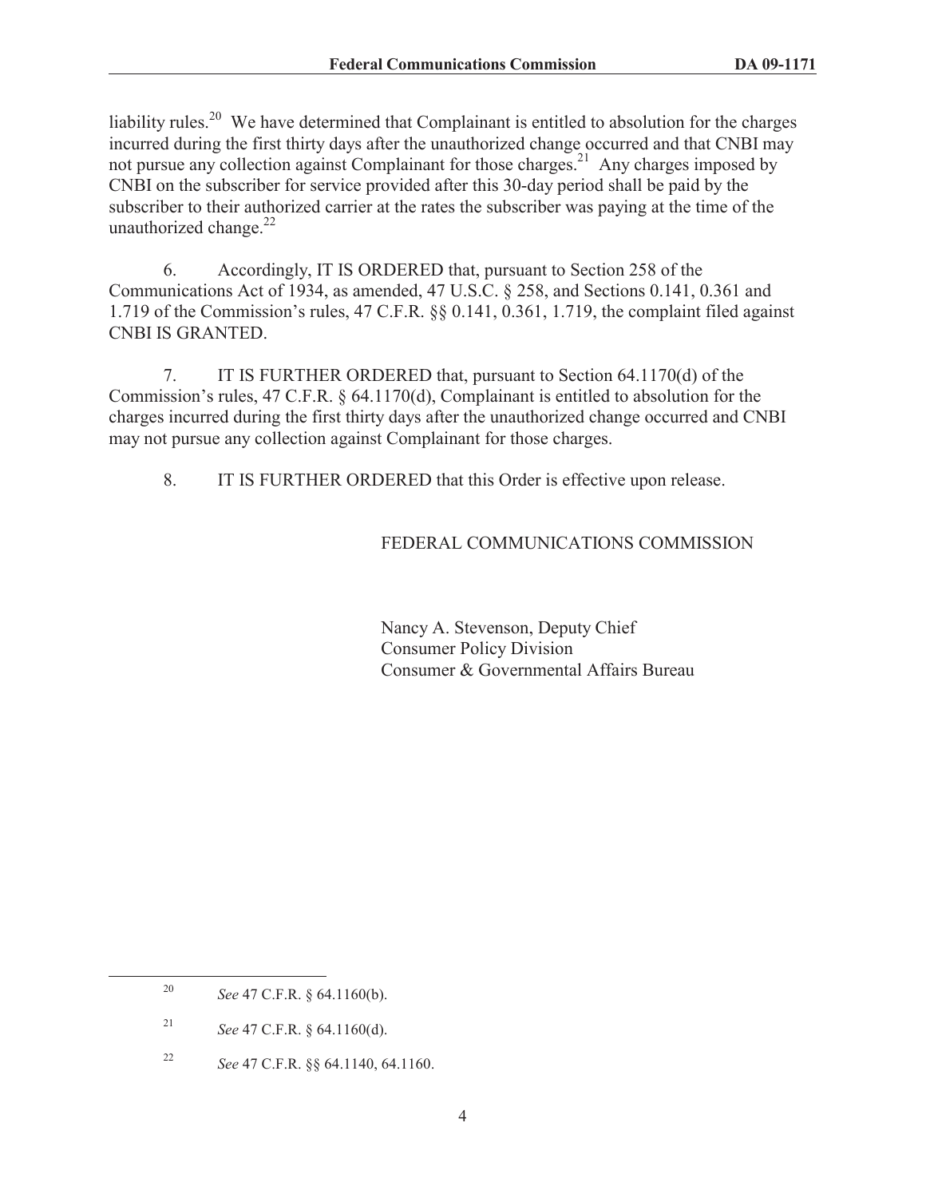liability rules.[20] We have determined that Complainant is entitled to absolution for the charges incurred during the first thirty days after the unauthorized change occurred and that CNBI may not pursue any collection against Complainant for those charges.[21] Any charges imposed by CNBI on the subscriber for service provided after this 30-day period shall be paid by the subscriber to their authorized carrier at the rates the subscriber was paying at the time of the unauthorized change.[22]

6. Accordingly, IT IS ORDERED that, pursuant to Section 258 of the Communications Act of 1934, as amended, 47 U.S.C. § 258, and Sections 0.141, 0.361 and 1.719 of the Commission's rules, 47 C.F.R. §§ 0.141, 0.361, 1.719, the complaint filed against CNBI IS GRANTED.

7. IT IS FURTHER ORDERED that, pursuant to Section 64.1170(d) of the Commission's rules, 47 C.F.R. § 64.1170(d), Complainant is entitled to absolution for the charges incurred during the first thirty days after the unauthorized change occurred and CNBI may not pursue any collection against Complainant for those charges.

8. IT IS FURTHER ORDERED that this Order is effective upon release.

FEDERAL COMMUNICATIONS COMMISSION

Nancy A. Stevenson, Deputy Chief
Consumer Policy Division
Consumer & Governmental Affairs Bureau

---

[20] *See* 47 C.F.R. § 64.1160(b).

[21] *See* 47 C.F.R. § 64.1160(d).

[22] *See* 47 C.F.R. §§ 64.1140, 64.1160.